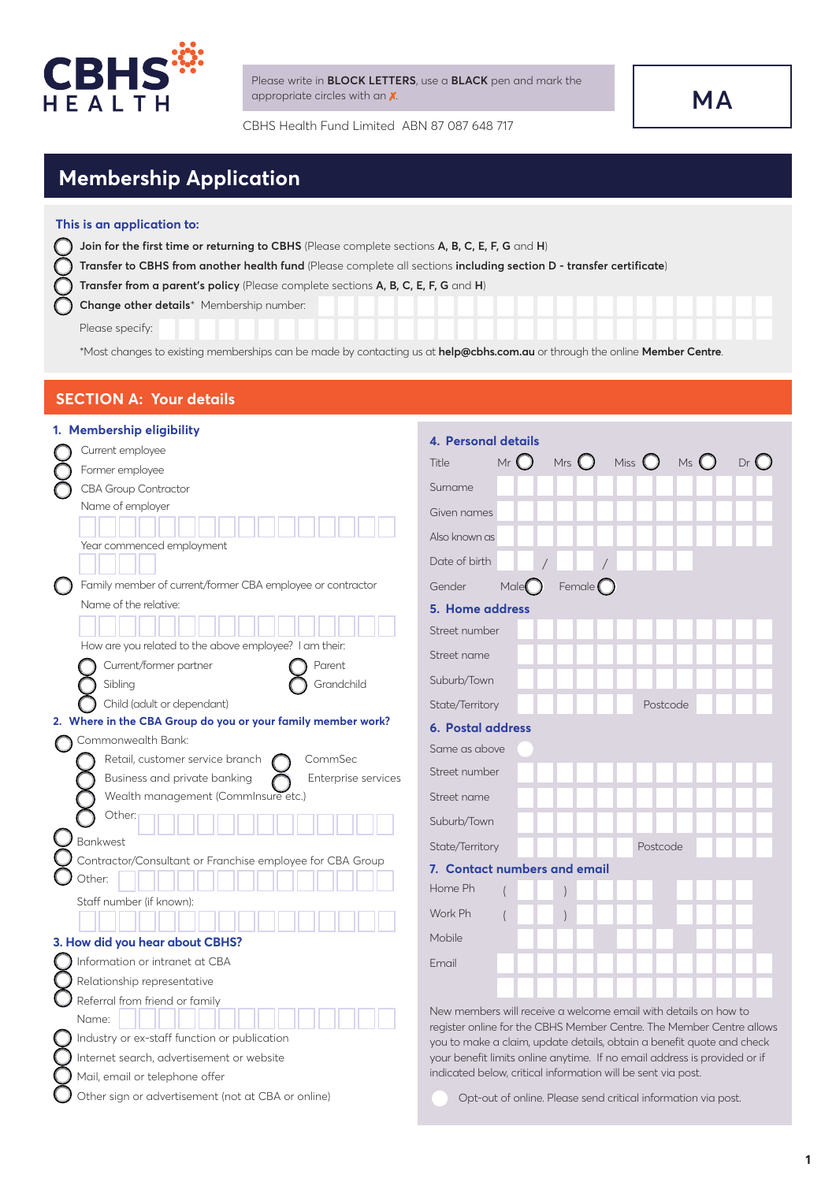CBHS HEALTH

Please write in **BLOCK LETTERS**, use a **BLACK** pen and mark the appropriate circles with an ✗.

CBHS Health Fund Limited ABN 87 087 648 717

**MA**

# Membership Application

**This is an application to:**

- ◯ **Join for the first time or returning to CBHS** (Please complete sections **A, B, C, E, F, G** and **H**)
- ◯ **Transfer to CBHS from another health fund** (Please complete all sections **including section D - transfer certificate**)
- ◯ **Transfer from a parent's policy** (Please complete sections **A, B, C, E, F, G** and **H**)
- ◯ **Change other details*** Membership number:

Please specify:

*Most changes to existing memberships can be made by contacting us at **help@cbhs.com.au** or through the online **Member Centre**.

## SECTION A: Your details

### 1. Membership eligibility

- ◯ Current employee
- ◯ Former employee
- ◯ CBA Group Contractor

Name of employer

Year commenced employment

- ◯ Family member of current/former CBA employee or contractor

Name of the relative:

How are you related to the above employee? I am their:

- ◯ Current/former partner
- ◯ Parent
- ◯ Sibling
- ◯ Grandchild
- ◯ Child (adult or dependant)

### 2. Where in the CBA Group do you or your family member work?

- ◯ Commonwealth Bank:
  - ◯ Retail, customer service branch
  - ◯ CommSec
  - ◯ Business and private banking
  - ◯ Enterprise services
  - ◯ Wealth management (CommInsure etc.)
  - ◯ Other:
- ◯ Bankwest
- ◯ Contractor/Consultant or Franchise employee for CBA Group
- ◯ Other:

Staff number (if known):

### 3. How did you hear about CBHS?

- ◯ Information or intranet at CBA
- ◯ Relationship representative
- ◯ Referral from friend or family

  Name:
- ◯ Industry or ex-staff function or publication
- ◯ Internet search, advertisement or website
- ◯ Mail, email or telephone offer
- ◯ Other sign or advertisement (not at CBA or online)

### 4. Personal details

Title: Mr ◯ Mrs ◯ Miss ◯ Ms ◯ Dr ◯

Surname

Given names

Also known as

Date of birth  /  /

Gender: Male ◯ Female ◯

### 5. Home address

Street number

Street name

Suburb/Town

State/Territory  Postcode

### 6. Postal address

Same as above ◯

Street number

Street name

Suburb/Town

State/Territory  Postcode

### 7. Contact numbers and email

Home Ph (  )

Work Ph (  )

Mobile

Email

New members will receive a welcome email with details on how to register online for the CBHS Member Centre. The Member Centre allows you to make a claim, update details, obtain a benefit quote and check your benefit limits online anytime. If no email address is provided or if indicated below, critical information will be sent via post.

◯ Opt-out of online. Please send critical information via post.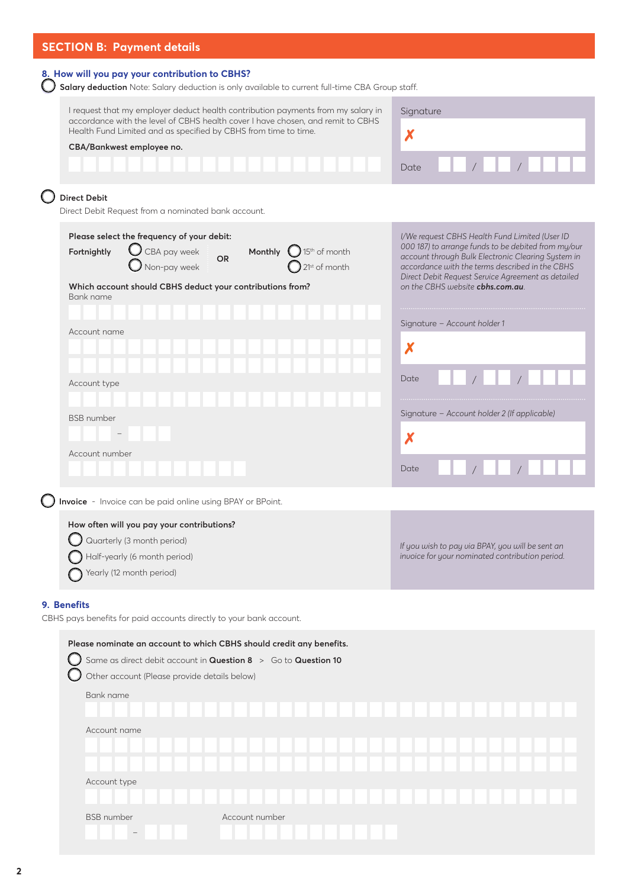## SECTION B: Payment details

### 8. How will you pay your contribution to CBHS?

○ **Salary deduction** Note: Salary deduction is only available to current full-time CBA Group staff.

I request that my employer deduct health contribution payments from my salary in accordance with the level of CBHS health cover I have chosen, and remit to CBHS Health Fund Limited and as specified by CBHS from time to time.

**CBA/Bankwest employee no.**

Signature

✗

Date __ __ / __ __ / __ __ __ __

○ **Direct Debit**

Direct Debit Request from a nominated bank account.

**Please select the frequency of your debit:**

**Fortnightly** ○ CBA pay week ○ Non-pay week **OR** **Monthly** ○ 15th of month ○ 21st of month

**Which account should CBHS deduct your contributions from?**

Bank name

Account name

Account type

BSB number

Account number

*I/We request CBHS Health Fund Limited (User ID 000 187) to arrange funds to be debited from my/our account through Bulk Electronic Clearing System in accordance with the terms described in the CBHS Direct Debit Request Service Agreement as detailed on the CBHS website* ***cbhs.com.au****.*

Signature – *Account holder 1*

✗

Date __ __ / __ __ / __ __ __ __

Signature – *Account holder 2 (If applicable)*

✗

Date __ __ / __ __ / __ __ __ __

○ **Invoice** - Invoice can be paid online using BPAY or BPoint.

**How often will you pay your contributions?**

○ Quarterly (3 month period)

○ Half-yearly (6 month period)

○ Yearly (12 month period)

*If you wish to pay via BPAY, you will be sent an invoice for your nominated contribution period.*

### 9. Benefits

CBHS pays benefits for paid accounts directly to your bank account.

**Please nominate an account to which CBHS should credit any benefits.**

○ Same as direct debit account in **Question 8** > Go to **Question 10**

○ Other account (Please provide details below)

Bank name

Account name

Account type

BSB number

Account number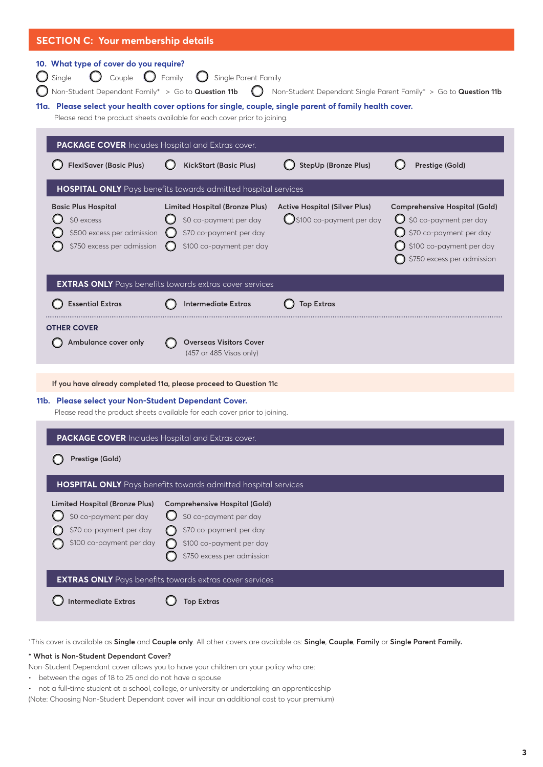## SECTION C: Your membership details

**10. What type of cover do you require?**

- ○ Single
- ○ Couple
- ○ Family
- ○ Single Parent Family
- ○ Non-Student Dependant Family* > Go to **Question 11b**
- ○ Non-Student Dependant Single Parent Family* > Go to **Question 11b**

**11a. Please select your health cover options for single, couple, single parent of family health cover.**

Please read the product sheets available for each cover prior to joining.

**PACKAGE COVER** Includes Hospital and Extras cover.

- ○ **FlexiSaver (Basic Plus)**
- ○ **KickStart (Basic Plus)**
- ○ **StepUp (Bronze Plus)**
- ○ **Prestige (Gold)**

**HOSPITAL ONLY** Pays benefits towards admitted hospital services

**Basic Plus Hospital**
- ○ $0 excess
- ○ $500 excess per admission
- ○ $750 excess per admission

**Limited Hospital (Bronze Plus)**
- ○ $0 co-payment per day
- ○ $70 co-payment per day
- ○ $100 co-payment per day

**Active Hospital (Silver Plus)**
- ○ $100 co-payment per day

**Comprehensive Hospital (Gold)**
- ○ $0 co-payment per day
- ○ $70 co-payment per day
- ○ $100 co-payment per day
- ○ $750 excess per admission

**EXTRAS ONLY** Pays benefits towards extras cover services

- ○ **Essential Extras**
- ○ **Intermediate Extras**
- ○ **Top Extras**

**OTHER COVER**

- ○ **Ambulance cover only**
- ○ **Overseas Visitors Cover** (457 or 485 Visas only)

**If you have already completed 11a, please proceed to Question 11c**

**11b. Please select your Non-Student Dependant Cover.**

Please read the product sheets available for each cover prior to joining.

**PACKAGE COVER** Includes Hospital and Extras cover.

- ○ **Prestige (Gold)**

**HOSPITAL ONLY** Pays benefits towards admitted hospital services

**Limited Hospital (Bronze Plus)**
- ○ $0 co-payment per day
- ○ $70 co-payment per day
- ○ $100 co-payment per day

**Comprehensive Hospital (Gold)**
- ○ $0 co-payment per day
- ○ $70 co-payment per day
- ○ $100 co-payment per day
- ○ $750 excess per admission

**EXTRAS ONLY** Pays benefits towards extras cover services

- ○ **Intermediate Extras**
- ○ **Top Extras**

[1]This cover is available as **Single** and **Couple only**. All other covers are available as: **Single**, **Couple**, **Family** or **Single Parent Family.**

**\* What is Non-Student Dependant Cover?**

Non-Student Dependant cover allows you to have your children on your policy who are:

- between the ages of 18 to 25 and do not have a spouse
- not a full-time student at a school, college, or university or undertaking an apprenticeship

(Note: Choosing Non-Student Dependant cover will incur an additional cost to your premium)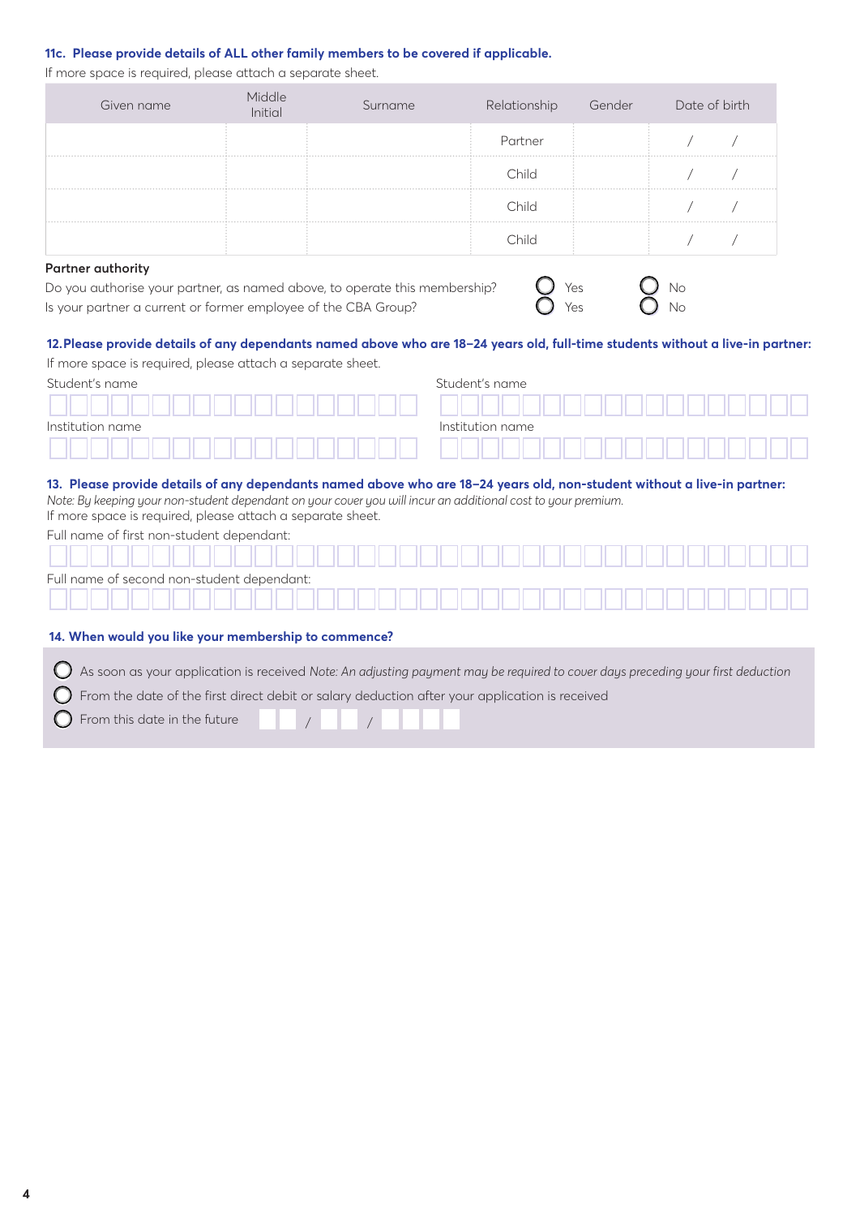### 11c. Please provide details of ALL other family members to be covered if applicable.

If more space is required, please attach a separate sheet.

| Given name | Middle Initial | Surname | Relationship | Gender | Date of birth |
|---|---|---|---|---|---|
| | | | Partner | | / / |
| | | | Child | | / / |
| | | | Child | | / / |
| | | | Child | | / / |

**Partner authority**

Do you authorise your partner, as named above, to operate this membership? ○ Yes ○ No

Is your partner a current or former employee of the CBA Group? ○ Yes ○ No

### 12. Please provide details of any dependants named above who are 18–24 years old, full-time students without a live-in partner:

If more space is required, please attach a separate sheet.

Student's name

Institution name

Student's name

Institution name

### 13. Please provide details of any dependants named above who are 18–24 years old, non-student without a live-in partner:

*Note: By keeping your non-student dependant on your cover you will incur an additional cost to your premium.*

If more space is required, please attach a separate sheet.

Full name of first non-student dependant:

Full name of second non-student dependant:

### 14. When would you like your membership to commence?

○ As soon as your application is received *Note: An adjusting payment may be required to cover days preceding your first deduction*

○ From the date of the first direct debit or salary deduction after your application is received

○ From this date in the future / /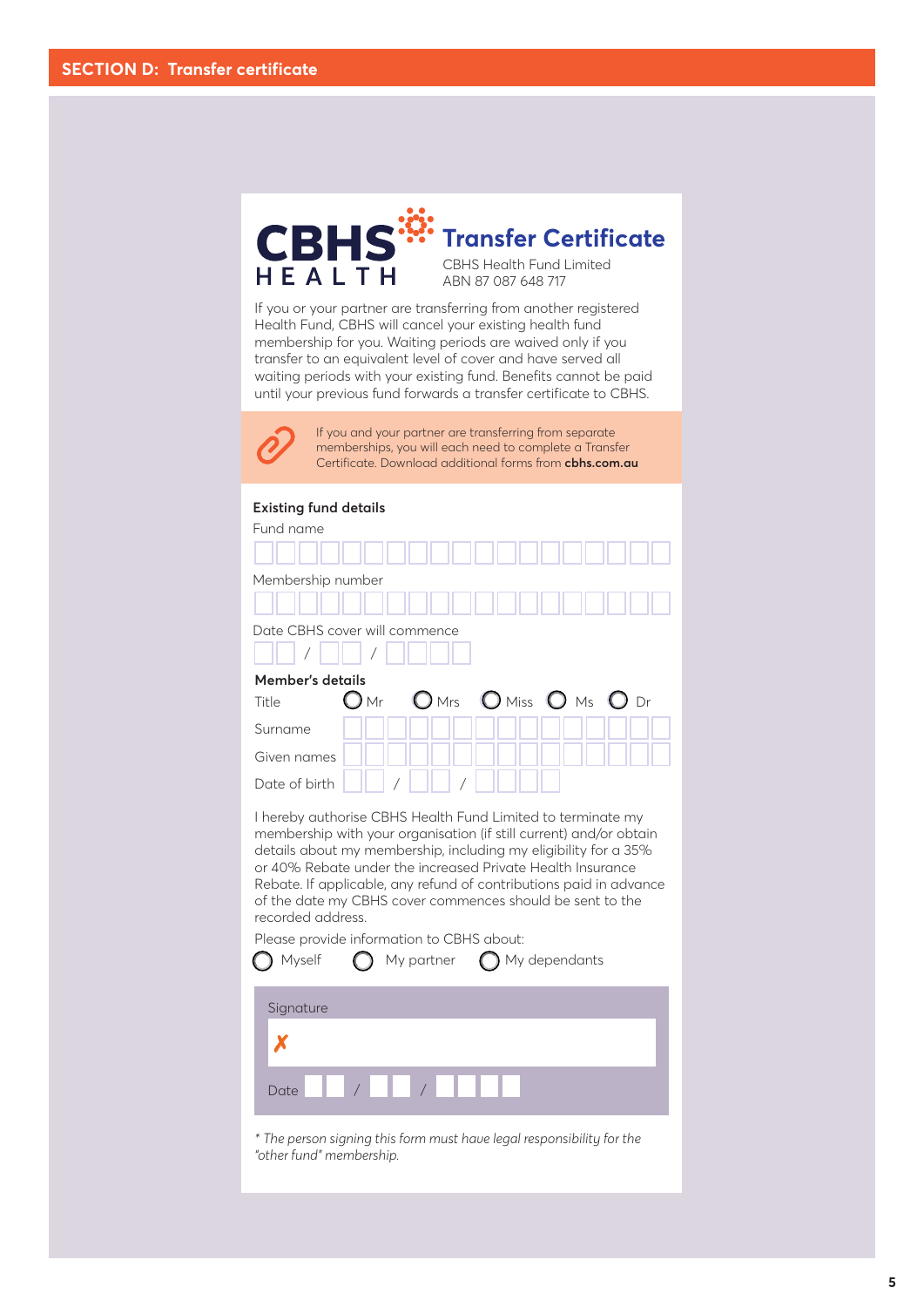## SECTION D: Transfer certificate

# CBHS HEALTH Transfer Certificate

CBHS Health Fund Limited
ABN 87 087 648 717

If you or your partner are transferring from another registered Health Fund, CBHS will cancel your existing health fund membership for you. Waiting periods are waived only if you transfer to an equivalent level of cover and have served all waiting periods with your existing fund. Benefits cannot be paid until your previous fund forwards a transfer certificate to CBHS.

If you and your partner are transferring from separate memberships, you will each need to complete a Transfer Certificate. Download additional forms from **cbhs.com.au**

### Existing fund details

Fund name

Membership number

Date CBHS cover will commence
__ __ / __ __ / __ __ __ __

### Member's details

Title ○ Mr ○ Mrs ○ Miss ○ Ms ○ Dr

Surname

Given names

Date of birth __ __ / __ __ / __ __ __ __

I hereby authorise CBHS Health Fund Limited to terminate my membership with your organisation (if still current) and/or obtain details about my membership, including my eligibility for a 35% or 40% Rebate under the increased Private Health Insurance Rebate. If applicable, any refund of contributions paid in advance of the date my CBHS cover commences should be sent to the recorded address.

Please provide information to CBHS about:

○ Myself ○ My partner ○ My dependants

Signature

✗

Date __ __ / __ __ / __ __ __ __

*\* The person signing this form must have legal responsibility for the "other fund" membership.*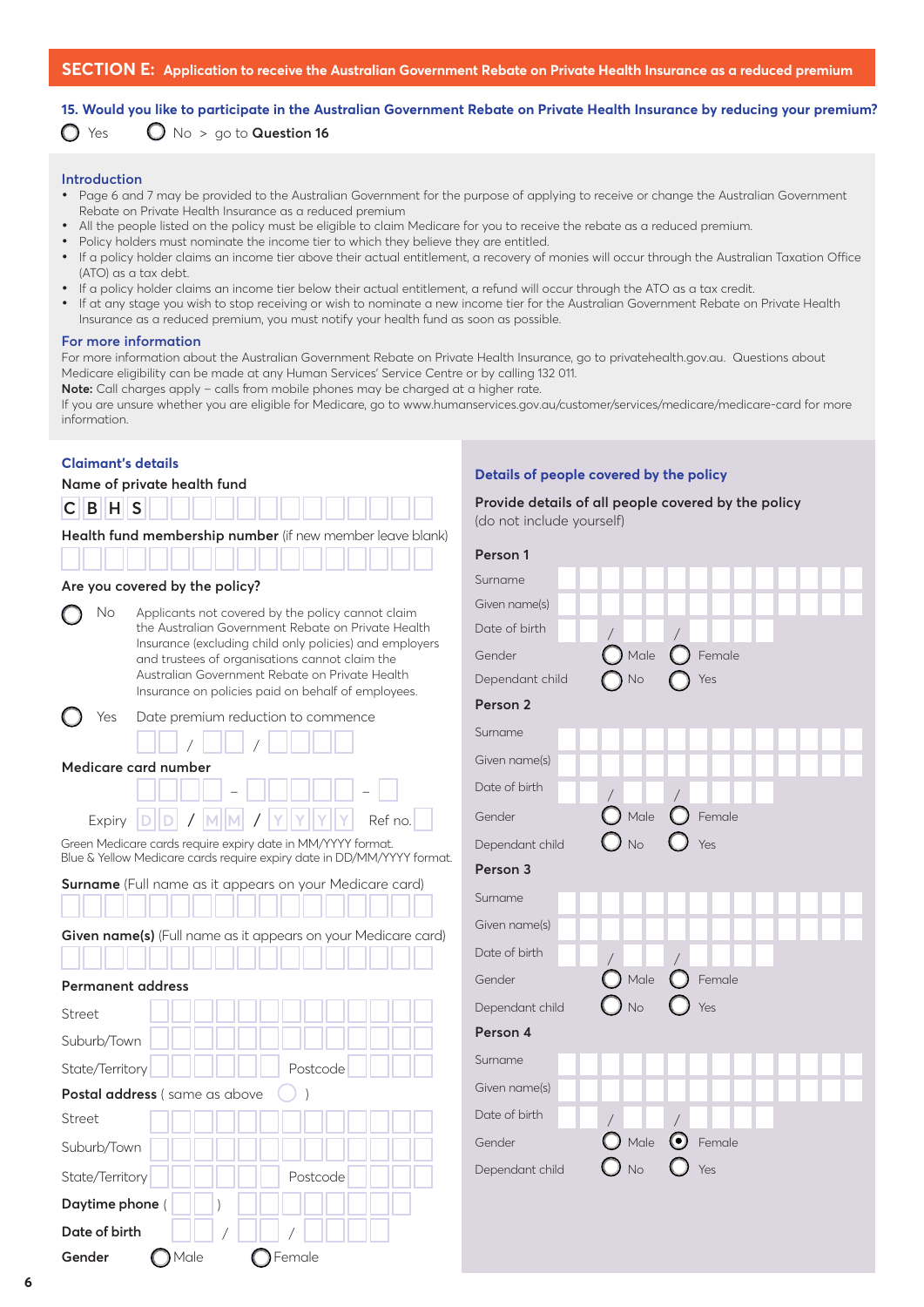## SECTION E: Application to receive the Australian Government Rebate on Private Health Insurance as a reduced premium

**15. Would you like to participate in the Australian Government Rebate on Private Health Insurance by reducing your premium?**

◯ Yes ◯ No > go to **Question 16**

### Introduction

- Page 6 and 7 may be provided to the Australian Government for the purpose of applying to receive or change the Australian Government Rebate on Private Health Insurance as a reduced premium
- All the people listed on the policy must be eligible to claim Medicare for you to receive the rebate as a reduced premium.
- Policy holders must nominate the income tier to which they believe they are entitled.
- If a policy holder claims an income tier above their actual entitlement, a recovery of monies will occur through the Australian Taxation Office (ATO) as a tax debt.
- If a policy holder claims an income tier below their actual entitlement, a refund will occur through the ATO as a tax credit.
- If at any stage you wish to stop receiving or wish to nominate a new income tier for the Australian Government Rebate on Private Health Insurance as a reduced premium, you must notify your health fund as soon as possible.

### For more information

For more information about the Australian Government Rebate on Private Health Insurance, go to privatehealth.gov.au. Questions about Medicare eligibility can be made at any Human Services' Service Centre or by calling 132 011.

**Note:** Call charges apply – calls from mobile phones may be charged at a higher rate.

If you are unsure whether you are eligible for Medicare, go to www.humanservices.gov.au/customer/services/medicare/medicare-card for more information.

### Claimant's details

**Name of private health fund**

C B H S

**Health fund membership number** (if new member leave blank)

**Are you covered by the policy?**

◯ No — Applicants not covered by the policy cannot claim the Australian Government Rebate on Private Health Insurance (excluding child only policies) and employers and trustees of organisations cannot claim the Australian Government Rebate on Private Health Insurance on policies paid on behalf of employees.

◯ Yes — Date premium reduction to commence  __ __ / __ __ / __ __ __ __

**Medicare card number**

Expiry D D / M M / Y Y Y Y  Ref no.

Green Medicare cards require expiry date in MM/YYYY format.
Blue & Yellow Medicare cards require expiry date in DD/MM/YYYY format.

**Surname** (Full name as it appears on your Medicare card)

**Given name(s)** (Full name as it appears on your Medicare card)

**Permanent address**

Street

Suburb/Town

State/Territory  Postcode

**Postal address** ( same as above ◯ )

Street

Suburb/Town

State/Territory  Postcode

**Daytime phone** ( )

**Date of birth** / /

**Gender** ◯ Male ◯ Female

### Details of people covered by the policy

**Provide details of all people covered by the policy**
(do not include yourself)

**Person 1**

Surname

Given name(s)

Date of birth / /

Gender ◯ Male ◯ Female

Dependant child ◯ No ◯ Yes

**Person 2**

Surname

Given name(s)

Date of birth / /

Gender ◯ Male ◯ Female

Dependant child ◯ No ◯ Yes

**Person 3**

Surname

Given name(s)

Date of birth / /

Gender ◯ Male ◯ Female

Dependant child ◯ No ◯ Yes

**Person 4**

Surname

Given name(s)

Date of birth / /

Gender ◯ Male ◉ Female

Dependant child ◯ No ◯ Yes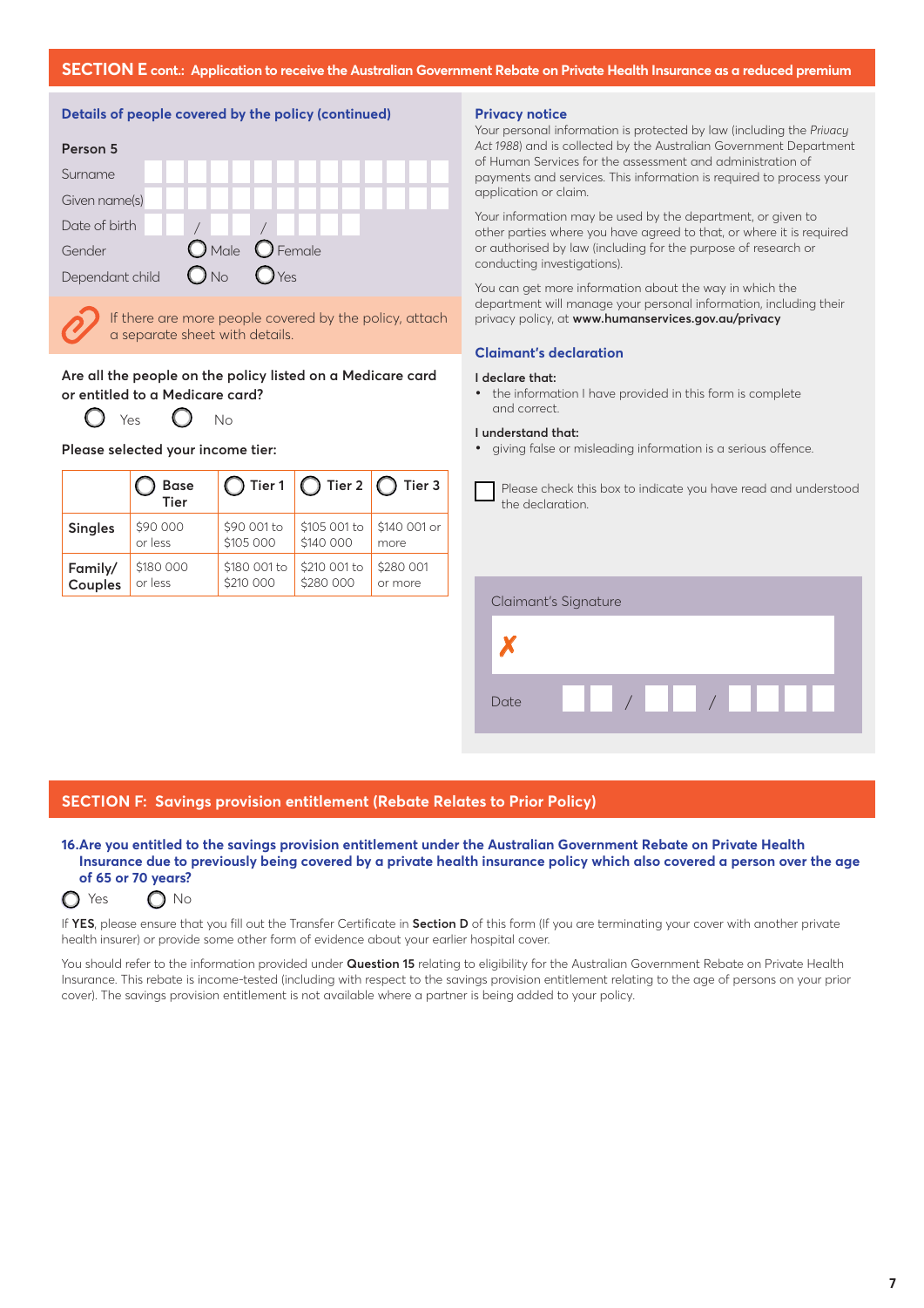## SECTION E cont.: Application to receive the Australian Government Rebate on Private Health Insurance as a reduced premium

### Details of people covered by the policy (continued)

**Person 5**

Surname

Given name(s)

Date of birth ___ / ___ / ____

Gender ○ Male ○ Female

Dependant child ○ No ○ Yes

If there are more people covered by the policy, attach a separate sheet with details.

Are all the people on the policy listed on a Medicare card or entitled to a Medicare card?

○ Yes ○ No

Please selected your income tier:

| | ○ Base Tier | ○ Tier 1 | ○ Tier 2 | ○ Tier 3 |
|---|---|---|---|---|
| **Singles** | $90 000 or less | $90 001 to $105 000 | $105 001 to $140 000 | $140 001 or more |
| **Family/ Couples** | $180 000 or less | $180 001 to $210 000 | $210 001 to $280 000 | $280 001 or more |

### Privacy notice

Your personal information is protected by law (including the *Privacy Act 1988*) and is collected by the Australian Government Department of Human Services for the assessment and administration of payments and services. This information is required to process your application or claim.

Your information may be used by the department, or given to other parties where you have agreed to that, or where it is required or authorised by law (including for the purpose of research or conducting investigations).

You can get more information about the way in which the department will manage your personal information, including their privacy policy, at **www.humanservices.gov.au/privacy**

### Claimant's declaration

**I declare that:**

- the information I have provided in this form is complete and correct.

**I understand that:**

- giving false or misleading information is a serious offence.

☐ Please check this box to indicate you have read and understood the declaration.

Claimant's Signature

✗

Date ___ / ___ / ____

## SECTION F: Savings provision entitlement (Rebate Relates to Prior Policy)

**16. Are you entitled to the savings provision entitlement under the Australian Government Rebate on Private Health Insurance due to previously being covered by a private health insurance policy which also covered a person over the age of 65 or 70 years?**

○ Yes ○ No

If **YES**, please ensure that you fill out the Transfer Certificate in **Section D** of this form (If you are terminating your cover with another private health insurer) or provide some other form of evidence about your earlier hospital cover.

You should refer to the information provided under **Question 15** relating to eligibility for the Australian Government Rebate on Private Health Insurance. This rebate is income-tested (including with respect to the savings provision entitlement relating to the age of persons on your prior cover). The savings provision entitlement is not available where a partner is being added to your policy.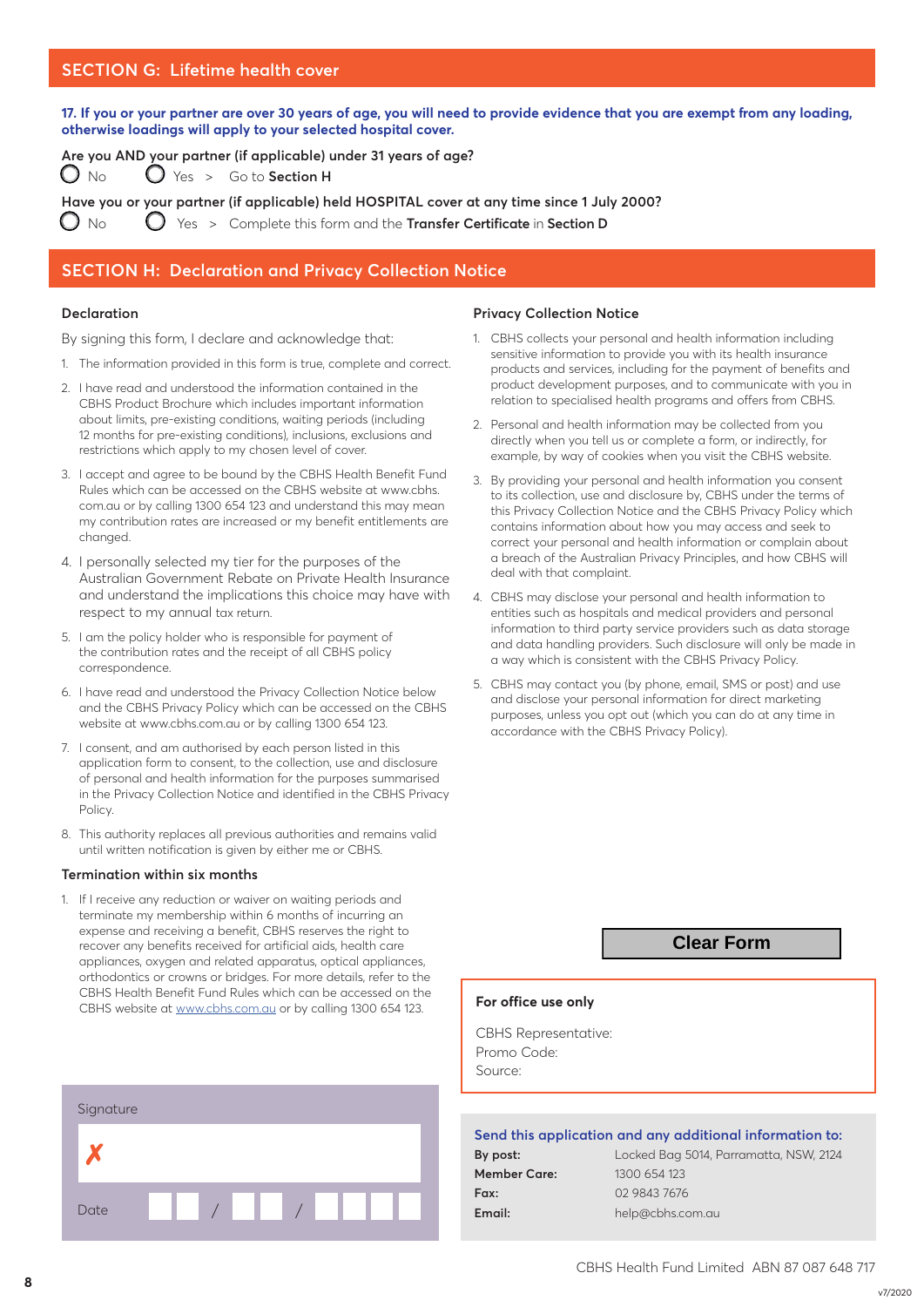## SECTION G: Lifetime health cover

**17. If you or your partner are over 30 years of age, you will need to provide evidence that you are exempt from any loading, otherwise loadings will apply to your selected hospital cover.**

Are you AND your partner (if applicable) under 31 years of age?

○ No ○ Yes > Go to **Section H**

Have you or your partner (if applicable) held HOSPITAL cover at any time since 1 July 2000?

○ No ○ Yes > Complete this form and the **Transfer Certificate** in **Section D**

## SECTION H: Declaration and Privacy Collection Notice

### Declaration

By signing this form, I declare and acknowledge that:

1. The information provided in this form is true, complete and correct.
2. I have read and understood the information contained in the CBHS Product Brochure which includes important information about limits, pre-existing conditions, waiting periods (including 12 months for pre-existing conditions), inclusions, exclusions and restrictions which apply to my chosen level of cover.
3. I accept and agree to be bound by the CBHS Health Benefit Fund Rules which can be accessed on the CBHS website at www.cbhs.com.au or by calling 1300 654 123 and understand this may mean my contribution rates are increased or my benefit entitlements are changed.
4. I personally selected my tier for the purposes of the Australian Government Rebate on Private Health Insurance and understand the implications this choice may have with respect to my annual tax return.
5. I am the policy holder who is responsible for payment of the contribution rates and the receipt of all CBHS policy correspondence.
6. I have read and understood the Privacy Collection Notice below and the CBHS Privacy Policy which can be accessed on the CBHS website at www.cbhs.com.au or by calling 1300 654 123.
7. I consent, and am authorised by each person listed in this application form to consent, to the collection, use and disclosure of personal and health information for the purposes summarised in the Privacy Collection Notice and identified in the CBHS Privacy Policy.
8. This authority replaces all previous authorities and remains valid until written notification is given by either me or CBHS.

### Termination within six months

1. If I receive any reduction or waiver on waiting periods and terminate my membership within 6 months of incurring an expense and receiving a benefit, CBHS reserves the right to recover any benefits received for artificial aids, health care appliances, oxygen and related apparatus, optical appliances, orthodontics or crowns or bridges. For more details, refer to the CBHS Health Benefit Fund Rules which can be accessed on the CBHS website at www.cbhs.com.au or by calling 1300 654 123.

Signature

✗

Date __ __ / __ __ / __ __ __ __

### Privacy Collection Notice

1. CBHS collects your personal and health information including sensitive information to provide you with its health insurance products and services, including for the payment of benefits and product development purposes, and to communicate with you in relation to specialised health programs and offers from CBHS.
2. Personal and health information may be collected from you directly when you tell us or complete a form, or indirectly, for example, by way of cookies when you visit the CBHS website.
3. By providing your personal and health information you consent to its collection, use and disclosure by, CBHS under the terms of this Privacy Collection Notice and the CBHS Privacy Policy which contains information about how you may access and seek to correct your personal and health information or complain about a breach of the Australian Privacy Principles, and how CBHS will deal with that complaint.
4. CBHS may disclose your personal and health information to entities such as hospitals and medical providers and personal information to third party service providers such as data storage and data handling providers. Such disclosure will only be made in a way which is consistent with the CBHS Privacy Policy.
5. CBHS may contact you (by phone, email, SMS or post) and use and disclose your personal information for direct marketing purposes, unless you opt out (which you can do at any time in accordance with the CBHS Privacy Policy).

Clear Form

**For office use only**

CBHS Representative:
Promo Code:
Source:

**Send this application and any additional information to:**

| | |
|---|---|
| **By post:** | Locked Bag 5014, Parramatta, NSW, 2124 |
| **Member Care:** | 1300 654 123 |
| **Fax:** | 02 9843 7676 |
| **Email:** | help@cbhs.com.au |

CBHS Health Fund Limited ABN 87 087 648 717

v7/2020